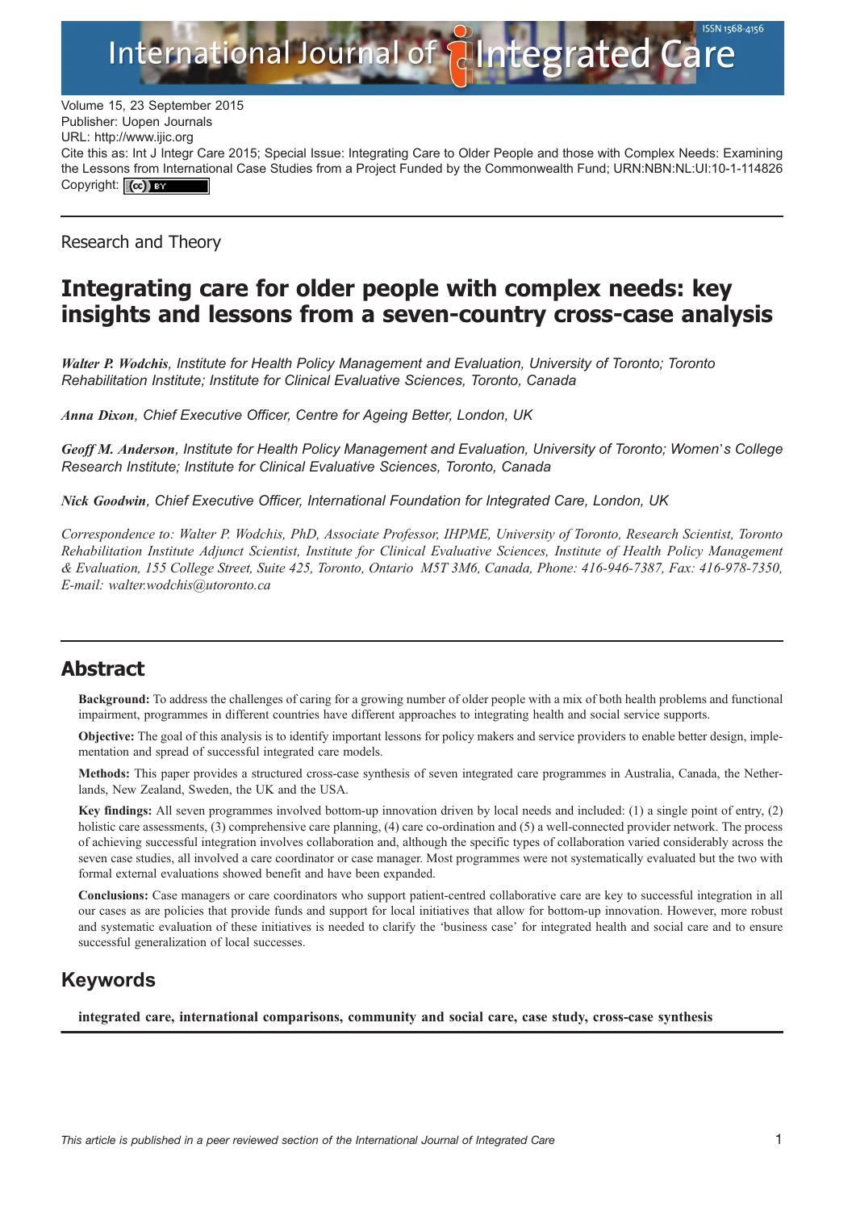Volume 15, 23 September 2015
Publisher: Uopen Journals
URL: http://www.ijic.org
Cite this as: Int J Integr Care 2015; Special Issue: Integrating Care to Older People and those with Complex Needs: Examining the Lessons from International Case Studies from a Project Funded by the Commonwealth Fund; URN:NBN:NL:UI:10-1-114826
Copyright: (cc) BY

Research and Theory

# Integrating care for older people with complex needs: key insights and lessons from a seven-country cross-case analysis

***Walter P. Wodchis**, Institute for Health Policy Management and Evaluation, University of Toronto; Toronto Rehabilitation Institute; Institute for Clinical Evaluative Sciences, Toronto, Canada*

***Anna Dixon**, Chief Executive Officer, Centre for Ageing Better, London, UK*

***Geoff M. Anderson**, Institute for Health Policy Management and Evaluation, University of Toronto; Women's College Research Institute; Institute for Clinical Evaluative Sciences, Toronto, Canada*

***Nick Goodwin**, Chief Executive Officer, International Foundation for Integrated Care, London, UK*

*Correspondence to: Walter P. Wodchis, PhD, Associate Professor, IHPME, University of Toronto, Research Scientist, Toronto Rehabilitation Institute Adjunct Scientist, Institute for Clinical Evaluative Sciences, Institute of Health Policy Management & Evaluation, 155 College Street, Suite 425, Toronto, Ontario M5T 3M6, Canada, Phone: 416-946-7387, Fax: 416-978-7350, E-mail: walter.wodchis@utoronto.ca*

## Abstract

**Background:** To address the challenges of caring for a growing number of older people with a mix of both health problems and functional impairment, programmes in different countries have different approaches to integrating health and social service supports.

**Objective:** The goal of this analysis is to identify important lessons for policy makers and service providers to enable better design, implementation and spread of successful integrated care models.

**Methods:** This paper provides a structured cross-case synthesis of seven integrated care programmes in Australia, Canada, the Netherlands, New Zealand, Sweden, the UK and the USA.

**Key findings:** All seven programmes involved bottom-up innovation driven by local needs and included: (1) a single point of entry, (2) holistic care assessments, (3) comprehensive care planning, (4) care co-ordination and (5) a well-connected provider network. The process of achieving successful integration involves collaboration and, although the specific types of collaboration varied considerably across the seven case studies, all involved a care coordinator or case manager. Most programmes were not systematically evaluated but the two with formal external evaluations showed benefit and have been expanded.

**Conclusions:** Case managers or care coordinators who support patient-centred collaborative care are key to successful integration in all our cases as are policies that provide funds and support for local initiatives that allow for bottom-up innovation. However, more robust and systematic evaluation of these initiatives is needed to clarify the 'business case' for integrated health and social care and to ensure successful generalization of local successes.

## Keywords

**integrated care, international comparisons, community and social care, case study, cross-case synthesis**

*This article is published in a peer reviewed section of the International Journal of Integrated Care*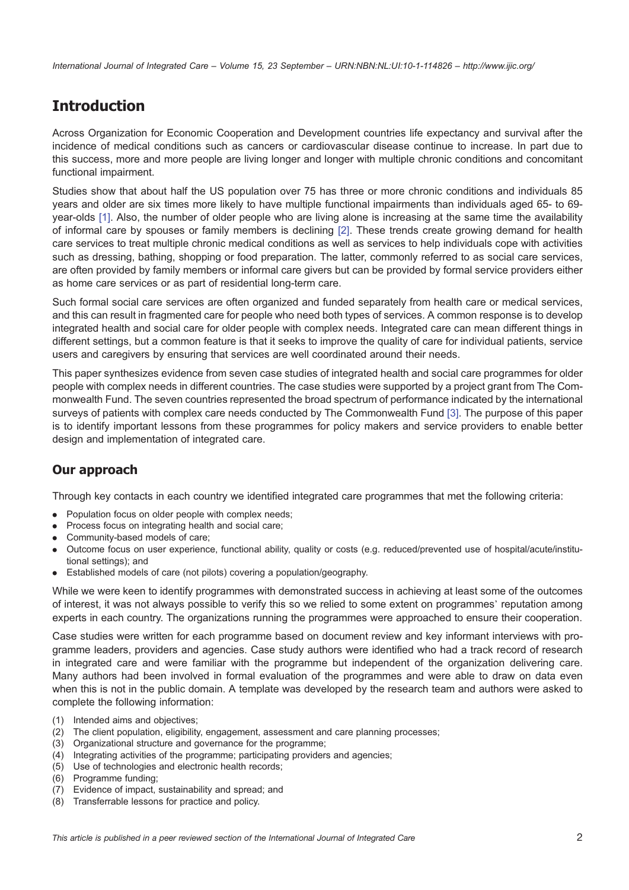# Introduction

Across Organization for Economic Cooperation and Development countries life expectancy and survival after the incidence of medical conditions such as cancers or cardiovascular disease continue to increase. In part due to this success, more and more people are living longer and longer with multiple chronic conditions and concomitant functional impairment.

Studies show that about half the US population over 75 has three or more chronic conditions and individuals 85 years and older are six times more likely to have multiple functional impairments than individuals aged 65- to 69-year-olds [1]. Also, the number of older people who are living alone is increasing at the same time the availability of informal care by spouses or family members is declining [2]. These trends create growing demand for health care services to treat multiple chronic medical conditions as well as services to help individuals cope with activities such as dressing, bathing, shopping or food preparation. The latter, commonly referred to as social care services, are often provided by family members or informal care givers but can be provided by formal service providers either as home care services or as part of residential long-term care.

Such formal social care services are often organized and funded separately from health care or medical services, and this can result in fragmented care for people who need both types of services. A common response is to develop integrated health and social care for older people with complex needs. Integrated care can mean different things in different settings, but a common feature is that it seeks to improve the quality of care for individual patients, service users and caregivers by ensuring that services are well coordinated around their needs.

This paper synthesizes evidence from seven case studies of integrated health and social care programmes for older people with complex needs in different countries. The case studies were supported by a project grant from The Commonwealth Fund. The seven countries represented the broad spectrum of performance indicated by the international surveys of patients with complex care needs conducted by The Commonwealth Fund [3]. The purpose of this paper is to identify important lessons from these programmes for policy makers and service providers to enable better design and implementation of integrated care.

## Our approach

Through key contacts in each country we identified integrated care programmes that met the following criteria:

- Population focus on older people with complex needs;
- Process focus on integrating health and social care;
- Community-based models of care;
- Outcome focus on user experience, functional ability, quality or costs (e.g. reduced/prevented use of hospital/acute/institutional settings); and
- Established models of care (not pilots) covering a population/geography.

While we were keen to identify programmes with demonstrated success in achieving at least some of the outcomes of interest, it was not always possible to verify this so we relied to some extent on programmes' reputation among experts in each country. The organizations running the programmes were approached to ensure their cooperation.

Case studies were written for each programme based on document review and key informant interviews with programme leaders, providers and agencies. Case study authors were identified who had a track record of research in integrated care and were familiar with the programme but independent of the organization delivering care. Many authors had been involved in formal evaluation of the programmes and were able to draw on data even when this is not in the public domain. A template was developed by the research team and authors were asked to complete the following information:

(1) Intended aims and objectives;
(2) The client population, eligibility, engagement, assessment and care planning processes;
(3) Organizational structure and governance for the programme;
(4) Integrating activities of the programme; participating providers and agencies;
(5) Use of technologies and electronic health records;
(6) Programme funding;
(7) Evidence of impact, sustainability and spread; and
(8) Transferrable lessons for practice and policy.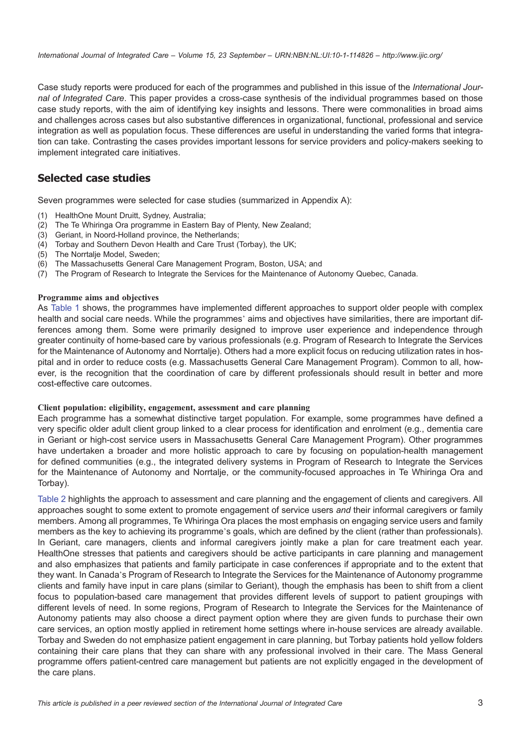Case study reports were produced for each of the programmes and published in this issue of the *International Journal of Integrated Care*. This paper provides a cross-case synthesis of the individual programmes based on those case study reports, with the aim of identifying key insights and lessons. There were commonalities in broad aims and challenges across cases but also substantive differences in organizational, functional, professional and service integration as well as population focus. These differences are useful in understanding the varied forms that integration can take. Contrasting the cases provides important lessons for service providers and policy-makers seeking to implement integrated care initiatives.

## Selected case studies

Seven programmes were selected for case studies (summarized in Appendix A):

(1) HealthOne Mount Druitt, Sydney, Australia;
(2) The Te Whiringa Ora programme in Eastern Bay of Plenty, New Zealand;
(3) Geriant, in Noord-Holland province, the Netherlands;
(4) Torbay and Southern Devon Health and Care Trust (Torbay), the UK;
(5) The Norrtalje Model, Sweden;
(6) The Massachusetts General Care Management Program, Boston, USA; and
(7) The Program of Research to Integrate the Services for the Maintenance of Autonomy Quebec, Canada.

### Programme aims and objectives

As Table 1 shows, the programmes have implemented different approaches to support older people with complex health and social care needs. While the programmes' aims and objectives have similarities, there are important differences among them. Some were primarily designed to improve user experience and independence through greater continuity of home-based care by various professionals (e.g. Program of Research to Integrate the Services for the Maintenance of Autonomy and Norrtalje). Others had a more explicit focus on reducing utilization rates in hospital and in order to reduce costs (e.g. Massachusetts General Care Management Program). Common to all, however, is the recognition that the coordination of care by different professionals should result in better and more cost-effective care outcomes.

### Client population: eligibility, engagement, assessment and care planning

Each programme has a somewhat distinctive target population. For example, some programmes have defined a very specific older adult client group linked to a clear process for identification and enrolment (e.g., dementia care in Geriant or high-cost service users in Massachusetts General Care Management Program). Other programmes have undertaken a broader and more holistic approach to care by focusing on population-health management for defined communities (e.g., the integrated delivery systems in Program of Research to Integrate the Services for the Maintenance of Autonomy and Norrtalje, or the community-focused approaches in Te Whiringa Ora and Torbay).

Table 2 highlights the approach to assessment and care planning and the engagement of clients and caregivers. All approaches sought to some extent to promote engagement of service users *and* their informal caregivers or family members. Among all programmes, Te Whiringa Ora places the most emphasis on engaging service users and family members as the key to achieving its programme's goals, which are defined by the client (rather than professionals). In Geriant, care managers, clients and informal caregivers jointly make a plan for care treatment each year. HealthOne stresses that patients and caregivers should be active participants in care planning and management and also emphasizes that patients and family participate in case conferences if appropriate and to the extent that they want. In Canada's Program of Research to Integrate the Services for the Maintenance of Autonomy programme clients and family have input in care plans (similar to Geriant), though the emphasis has been to shift from a client focus to population-based care management that provides different levels of support to patient groupings with different levels of need. In some regions, Program of Research to Integrate the Services for the Maintenance of Autonomy patients may also choose a direct payment option where they are given funds to purchase their own care services, an option mostly applied in retirement home settings where in-house services are already available. Torbay and Sweden do not emphasize patient engagement in care planning, but Torbay patients hold yellow folders containing their care plans that they can share with any professional involved in their care. The Mass General programme offers patient-centred care management but patients are not explicitly engaged in the development of the care plans.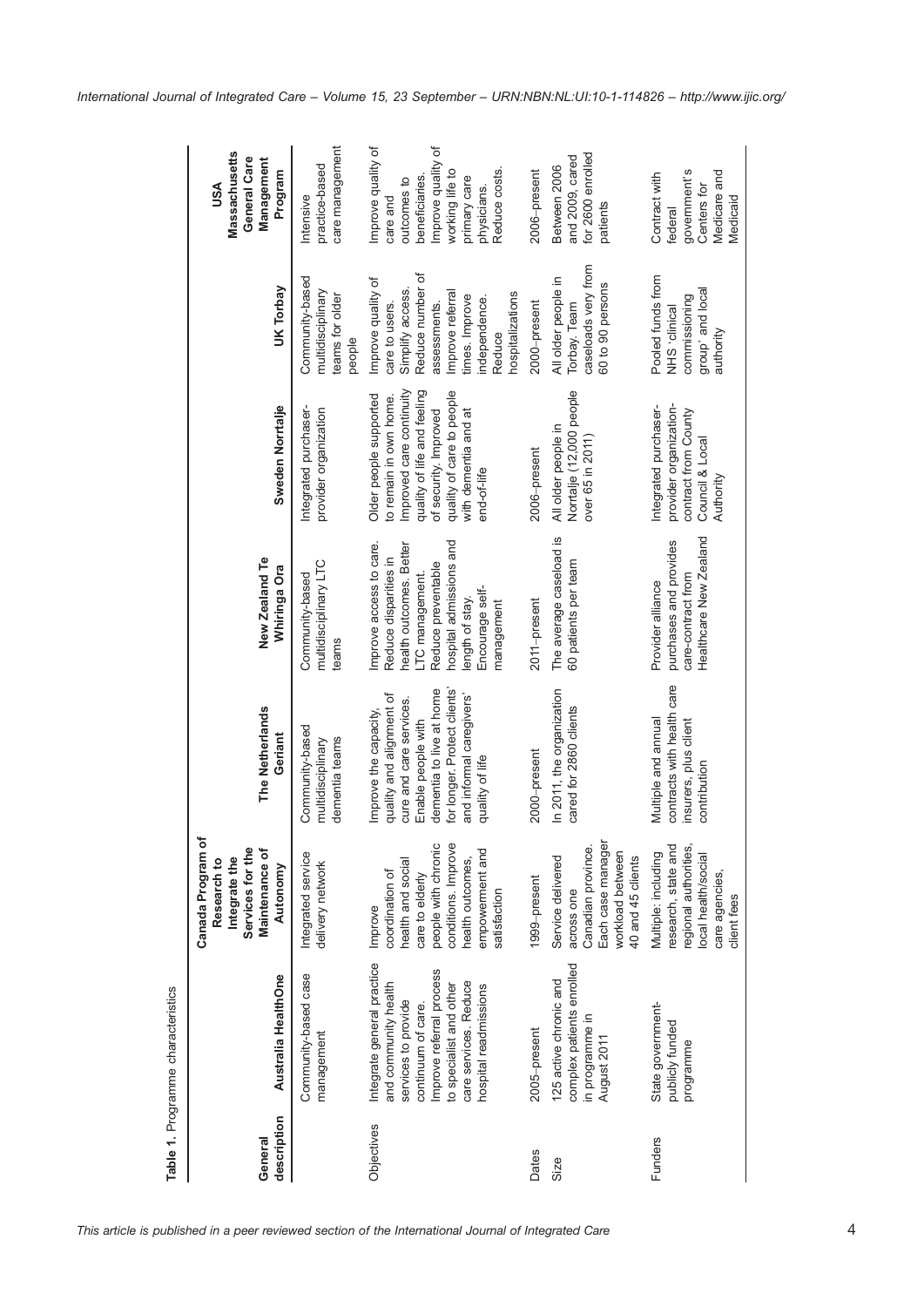**Table 1.** Programme characteristics

| General description | Australia HealthOne | Canada Program of Research to Integrate the Services for the Maintenance of Autonomy | The Netherlands Geriant | New Zealand Te Whiringa Ora | Sweden Norrtalje | UK Torbay | USA Massachusetts General Care Management Program |
|---|---|---|---|---|---|---|---|
| | Community-based case management | Integrated service delivery network | Community-based multidisciplinary dementia teams | Community-based multidisciplinary LTC teams | Integrated purchaser-provider organization | Community-based multidisciplinary teams for older people | Intensive practice-based care management |
| Objectives | Integrate general practice and community health services to provide continuum of care. Improve referral process to specialist and other care services. Reduce hospital readmissions | Improve coordination of health and social care to elderly people with chronic conditions. Improve health outcomes, empowerment and satisfaction | Improve the capacity, quality and alignment of cure and care services. Enable people with dementia to live at home for longer. Protect clients' and informal caregivers' quality of life | Improve access to care. Reduce disparities in health outcomes. Better LTC management. Reduce preventable hospital admissions and length of stay. Encourage self-management | Older people supported to remain in own home. Improved care continuity quality of life and feeling of security. Improved quality of care to people with dementia and at end-of-life | Improve quality of care to users. Simplify access. Reduce number of assessments. Improve referral times. Improve independence. Reduce hospitalizations | Improve quality of care and outcomes to beneficiaries. Improve quality of working life to primary care physicians. Reduce costs. |
| Dates | 2005–present | 1999–present | 2000–present | 2011–present | 2006–present | 2000–present | 2006–present |
| Size | 125 active chronic and complex patients enrolled in programme in August 2011 | Service delivered across one Canadian province. Each case manager workload between 40 and 45 clients | In 2011, the organization cared for 2860 clients | The average caseload is 60 patients per team | All older people in Norrtalje (12,000 people over 65 in 2011) | All older people in Torbay. Team caseloads very from 60 to 90 persons | Between 2006 and 2009, cared for 2600 enrolled patients |
| Funders | State government-publicly funded programme | Multiple: including research, state and regional authorities, local health/social care agencies, client fees | Multiple and annual contracts with health care insurers, plus client contribution | Provider alliance purchases and provides care-contract from Healthcare New Zealand | Integrated purchaser-provider organization-contract from County Council & Local Authority | Pooled funds from NHS 'clinical commissioning group' and local authority | Contract with federal government's Centers for Medicare and Medicaid |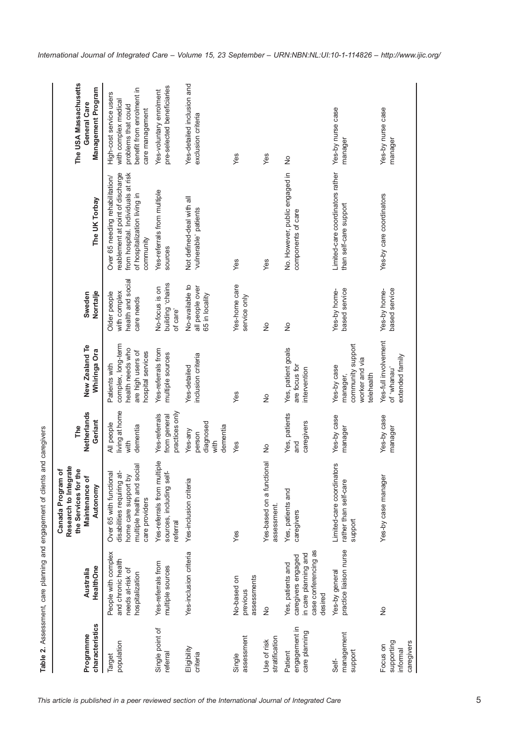**Table 2.** Assessment, care planning and engagement of clients and caregivers

| Programme characteristics | Australia HealthOne | Canada Program of Research to Integrate the Services for the Maintenance of Autonomy | The Netherlands Geriant | New Zealand Te Whiringa Ora | Sweden Norrtalje | The UK Torbay | The USA Massachusetts General Care Management Program |
|---|---|---|---|---|---|---|---|
| Target population | People with complex and chronic health needs at-risk of hospitalization | Over 65 with functional disabilities requiring at-home care support by multiple health and social care providers | All people living at home with dementia | Patients with complex, long-term health needs who are high users of hospital services | Older people with complex health and social care needs | Over 65 needing rehabilitation/reablement at point of discharge from hospital. Individuals at risk of hospitalization living in community | High-cost service users with complex medical problems that could benefit from enrolment in care management |
| Single point of referral | Yes-referrals from multiple sources | Yes-referrals from multiple sources, including self-referral | Yes-referrals from general practices only | Yes-referrals from multiple sources | No-focus is on building 'chains of care' | Yes-referrals from multiple sources | Yes-voluntary enrolment pre-selected beneficiaries |
| Eligibility criteria | Yes-inclusion criteria | Yes-inclusion criteria | Yes-any person diagnosed with dementia | Yes-detailed inclusion criteria | No-available to all people over 65 in locality | Not defined-deal with all 'vulnerable' patients | Yes-detailed inclusion and exclusion criteria |
| Single assessment | No-based on previous assessments | Yes | Yes | Yes | Yes-home care service only | Yes | Yes |
| Use of risk stratification | No | Yes-based on a functional assessment. | No | No | No | Yes | Yes |
| Patient engagement in care planning | Yes, patients and caregivers engaged in care planning and case conferencing as desired | Yes, patients and caregivers | Yes, patients and caregivers | Yes, patient goals are focus for intervention | No | No. However, public engaged in components of care | No |
| Self-management support | Yes-by general practice liaison nurse | Limited-care coordinators rather than self-care support | Yes-by case manager | Yes-by case manager, community support worker and via telehealth | Yes-by home-based service | Limited-care coordinators rather than self-care support | Yes-by nurse case manager |
| Focus on supporting informal caregivers | No | Yes-by case manager | Yes-by case manager | Yes-full involvement of 'whanau' extended family | Yes-by home-based service | Yes-by care coordinators | Yes-by nurse case manager |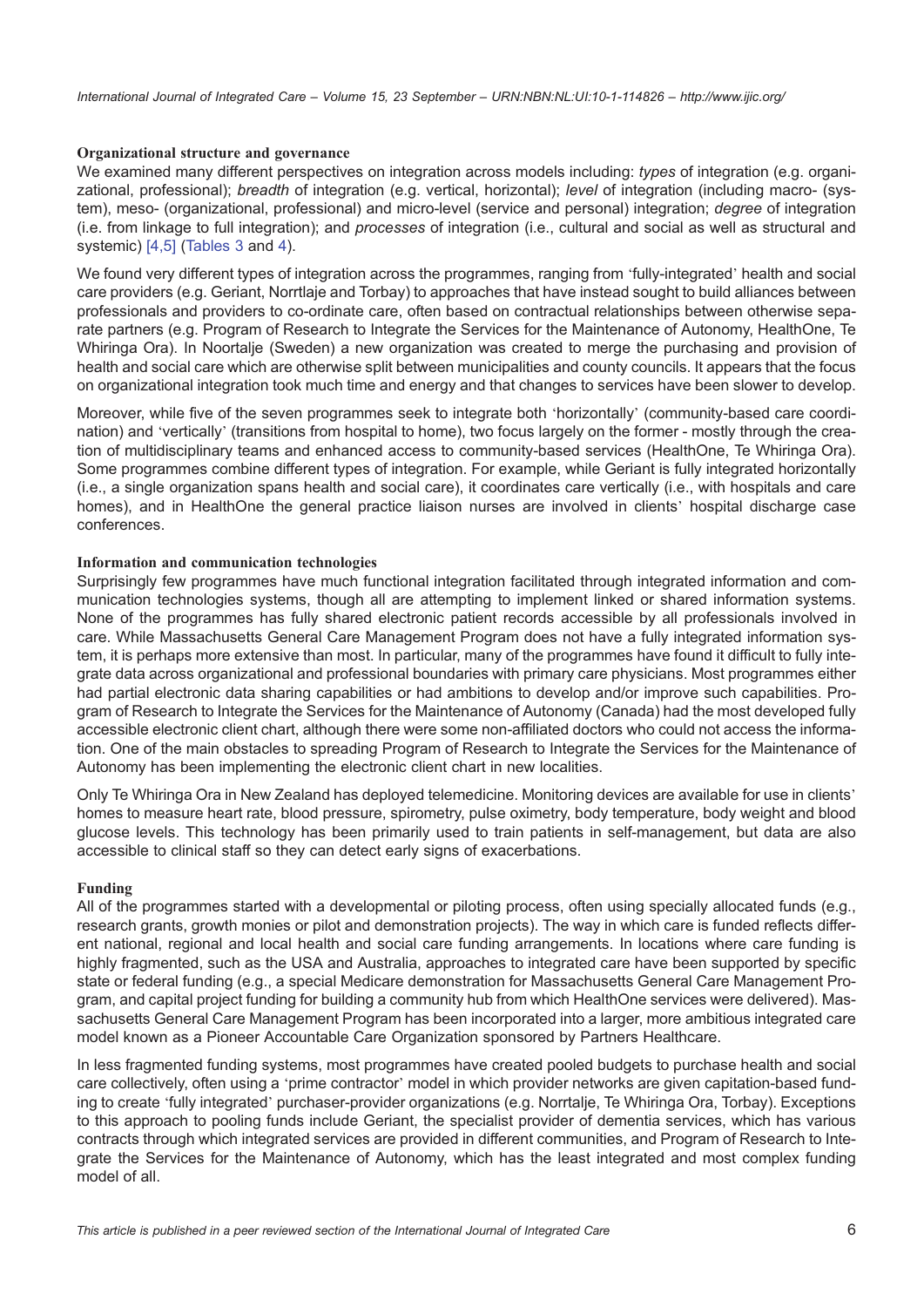### Organizational structure and governance

We examined many different perspectives on integration across models including: *types* of integration (e.g. organizational, professional); *breadth* of integration (e.g. vertical, horizontal); *level* of integration (including macro- (system), meso- (organizational, professional) and micro-level (service and personal) integration; *degree* of integration (i.e. from linkage to full integration); and *processes* of integration (i.e., cultural and social as well as structural and systemic) [4,5] (Tables 3 and 4).

We found very different types of integration across the programmes, ranging from 'fully-integrated' health and social care providers (e.g. Geriant, Norrtlaje and Torbay) to approaches that have instead sought to build alliances between professionals and providers to co-ordinate care, often based on contractual relationships between otherwise separate partners (e.g. Program of Research to Integrate the Services for the Maintenance of Autonomy, HealthOne, Te Whiringa Ora). In Noortalje (Sweden) a new organization was created to merge the purchasing and provision of health and social care which are otherwise split between municipalities and county councils. It appears that the focus on organizational integration took much time and energy and that changes to services have been slower to develop.

Moreover, while five of the seven programmes seek to integrate both 'horizontally' (community-based care coordination) and 'vertically' (transitions from hospital to home), two focus largely on the former - mostly through the creation of multidisciplinary teams and enhanced access to community-based services (HealthOne, Te Whiringa Ora). Some programmes combine different types of integration. For example, while Geriant is fully integrated horizontally (i.e., a single organization spans health and social care), it coordinates care vertically (i.e., with hospitals and care homes), and in HealthOne the general practice liaison nurses are involved in clients' hospital discharge case conferences.

### Information and communication technologies

Surprisingly few programmes have much functional integration facilitated through integrated information and communication technologies systems, though all are attempting to implement linked or shared information systems. None of the programmes has fully shared electronic patient records accessible by all professionals involved in care. While Massachusetts General Care Management Program does not have a fully integrated information system, it is perhaps more extensive than most. In particular, many of the programmes have found it difficult to fully integrate data across organizational and professional boundaries with primary care physicians. Most programmes either had partial electronic data sharing capabilities or had ambitions to develop and/or improve such capabilities. Program of Research to Integrate the Services for the Maintenance of Autonomy (Canada) had the most developed fully accessible electronic client chart, although there were some non-affiliated doctors who could not access the information. One of the main obstacles to spreading Program of Research to Integrate the Services for the Maintenance of Autonomy has been implementing the electronic client chart in new localities.

Only Te Whiringa Ora in New Zealand has deployed telemedicine. Monitoring devices are available for use in clients' homes to measure heart rate, blood pressure, spirometry, pulse oximetry, body temperature, body weight and blood glucose levels. This technology has been primarily used to train patients in self-management, but data are also accessible to clinical staff so they can detect early signs of exacerbations.

### Funding

All of the programmes started with a developmental or piloting process, often using specially allocated funds (e.g., research grants, growth monies or pilot and demonstration projects). The way in which care is funded reflects different national, regional and local health and social care funding arrangements. In locations where care funding is highly fragmented, such as the USA and Australia, approaches to integrated care have been supported by specific state or federal funding (e.g., a special Medicare demonstration for Massachusetts General Care Management Program, and capital project funding for building a community hub from which HealthOne services were delivered). Massachusetts General Care Management Program has been incorporated into a larger, more ambitious integrated care model known as a Pioneer Accountable Care Organization sponsored by Partners Healthcare.

In less fragmented funding systems, most programmes have created pooled budgets to purchase health and social care collectively, often using a 'prime contractor' model in which provider networks are given capitation-based funding to create 'fully integrated' purchaser-provider organizations (e.g. Norrtalje, Te Whiringa Ora, Torbay). Exceptions to this approach to pooling funds include Geriant, the specialist provider of dementia services, which has various contracts through which integrated services are provided in different communities, and Program of Research to Integrate the Services for the Maintenance of Autonomy, which has the least integrated and most complex funding model of all.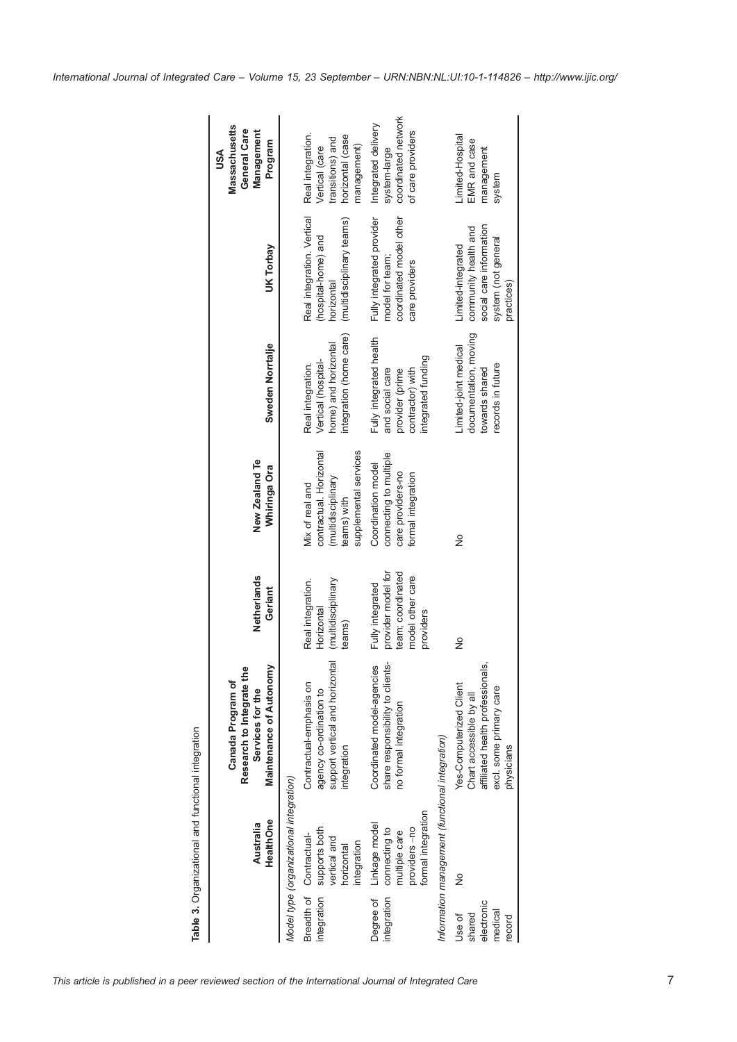**Table 3.** Organizational and functional integration

| | Australia HealthOne | Canada Program of Research to Integrate the Services for the Maintenance of Autonomy | Netherlands Geriant | New Zealand Te Whiringa Ora | Sweden Norrtalje | UK Torbay | USA Massachusetts General Care Management Program |
|---|---|---|---|---|---|---|---|
| *Model type (organizational integration)* | | | | | | | |
| Breadth of integration | Contractual-supports both vertical and horizontal integration | Contractual-emphasis on agency co-ordination to support vertical and horizontal integration | Real integration. Horizontal (multidisciplinary teams) | Mix of real and contractual. Horizontal (multidisciplinary teams) with supplemental services | Real integration. Vertical (hospital-home) and horizontal integration (home care) | Real integration. Vertical (hospital-home) and horizontal (multidisciplinary teams) | Real integration. Vertical (care transitions) and horizontal (case management) |
| Degree of integration | Linkage model connecting to multiple care providers –no formal integration | Coordinated model-agencies share responsibility to clients-no formal integration | Fully integrated provider model for team; coordinated model other care providers | Coordination model connecting to multiple care providers-no formal integration | Fully integrated health and social care provider (prime contractor) with integrated funding | Fully integrated provider model for team; coordinated model other care providers | Integrated delivery system-large coordinated network of care providers |
| *Information management (functional integration)* | | | | | | | |
| Use of shared electronic medical record | No | Yes-Computerized Client Chart accessible by all affiliated health professionals, excl. some primary care physicians | No | No | Limited-joint medical documentation, moving towards shared records in future | Limited-integrated community health and social care information system (not general practices) | Limited-Hospital EMR and case management system |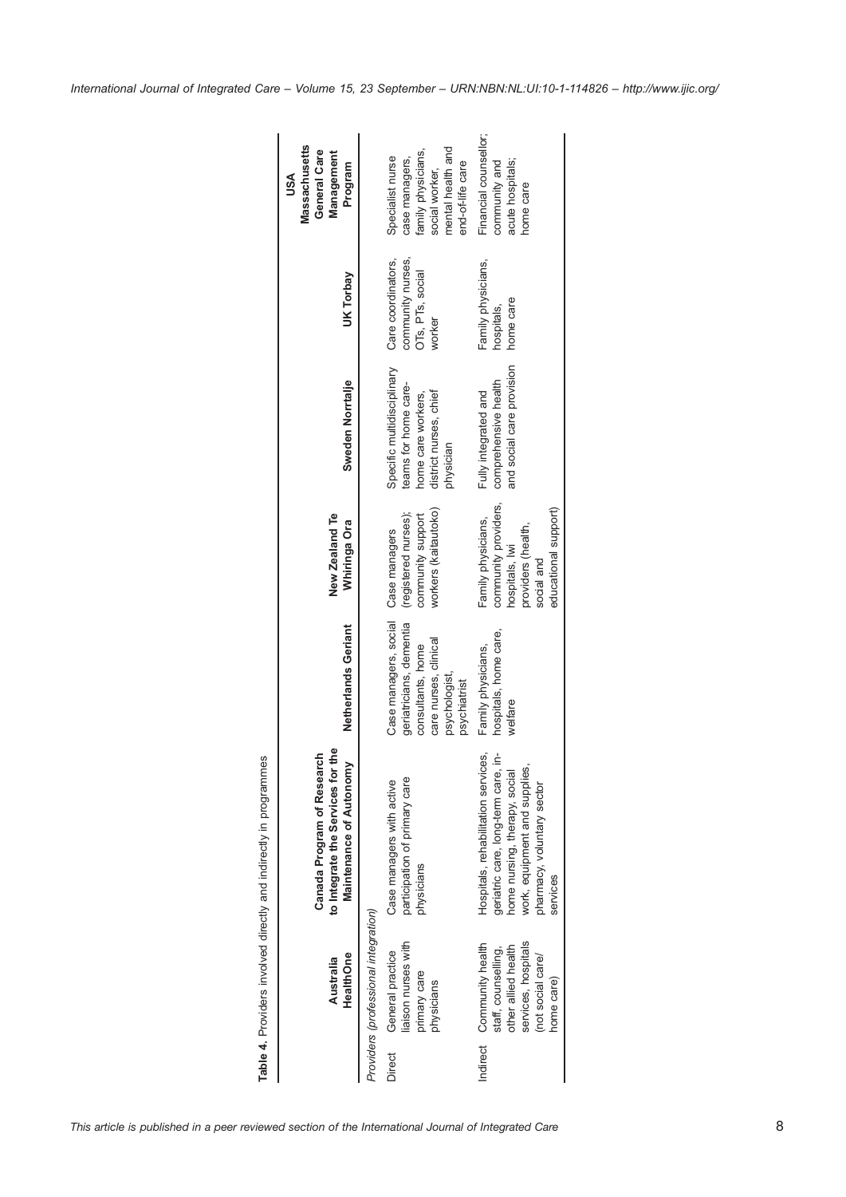**Table 4.** Providers involved directly and indirectly in programmes

| | Australia HealthOne | Canada Program of Research to Integrate the Services for the Maintenance of Autonomy | Netherlands Geriant | New Zealand Te Whiringa Ora | Sweden Norrtalje | UK Torbay | USA Massachusetts General Care Management Program |
|---|---|---|---|---|---|---|---|
| *Providers (professional integration)* | | | | | | | |
| Direct | General practice liaison nurses with primary care physicians | Case managers with active participation of primary care physicians | Case managers, social geriatricians, dementia consultants, home care nurses, clinical psychologist, psychiatrist | Case managers (registered nurses); community support workers (kaitautoko) | Specific multidisciplinary teams for home care-home care workers, district nurses, chief physician | Care coordinators, community nurses, OTs, PTs, social worker | Specialist nurse case managers, family physicians, social worker, mental health and end-of-life care |
| Indirect | Community health staff, counselling, other allied health services, hospitals (not social care/ home care) | Hospitals, rehabilitation services, geriatric care, long-term care, in-home nursing, therapy, social work, equipment and supplies, pharmacy, voluntary sector services | Family physicians, hospitals, home care, welfare | Family physicians, community providers, hospitals, Iwi providers (health, social and educational support) | Fully integrated and comprehensive health and social care provision | Family physicians, hospitals, home care | Financial counsellor; community and acute hospitals; home care |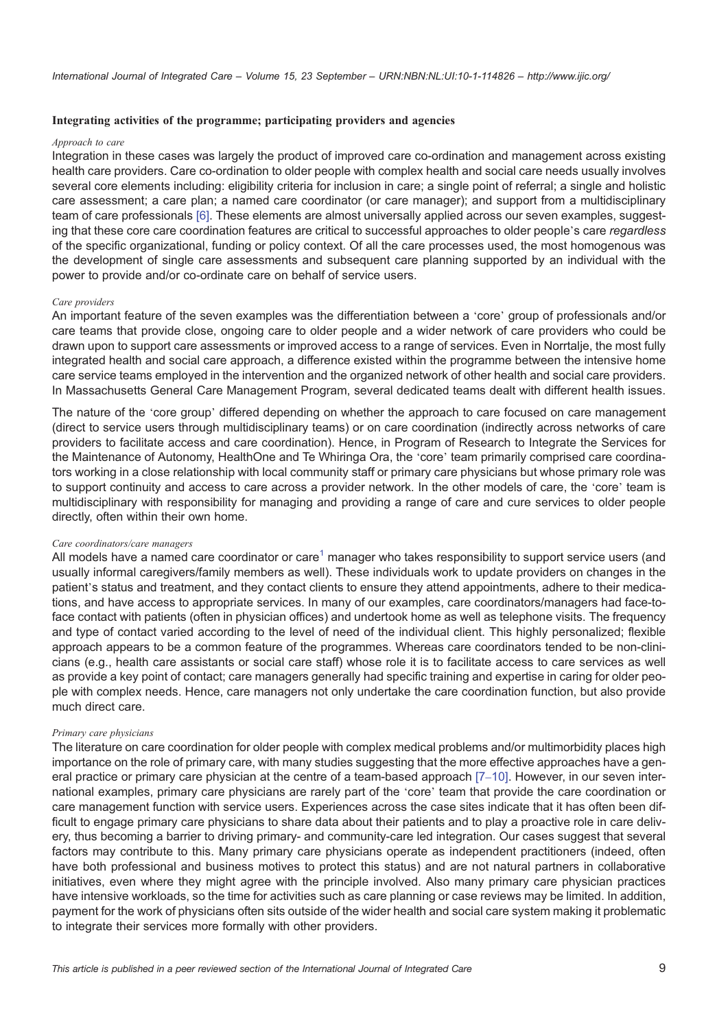### Integrating activities of the programme; participating providers and agencies

#### *Approach to care*

Integration in these cases was largely the product of improved care co-ordination and management across existing health care providers. Care co-ordination to older people with complex health and social care needs usually involves several core elements including: eligibility criteria for inclusion in care; a single point of referral; a single and holistic care assessment; a care plan; a named care coordinator (or care manager); and support from a multidisciplinary team of care professionals [6]. These elements are almost universally applied across our seven examples, suggesting that these core care coordination features are critical to successful approaches to older people's care *regardless* of the specific organizational, funding or policy context. Of all the care processes used, the most homogenous was the development of single care assessments and subsequent care planning supported by an individual with the power to provide and/or co-ordinate care on behalf of service users.

#### *Care providers*

An important feature of the seven examples was the differentiation between a 'core' group of professionals and/or care teams that provide close, ongoing care to older people and a wider network of care providers who could be drawn upon to support care assessments or improved access to a range of services. Even in Norrtalje, the most fully integrated health and social care approach, a difference existed within the programme between the intensive home care service teams employed in the intervention and the organized network of other health and social care providers. In Massachusetts General Care Management Program, several dedicated teams dealt with different health issues.

The nature of the 'core group' differed depending on whether the approach to care focused on care management (direct to service users through multidisciplinary teams) or on care coordination (indirectly across networks of care providers to facilitate access and care coordination). Hence, in Program of Research to Integrate the Services for the Maintenance of Autonomy, HealthOne and Te Whiringa Ora, the 'core' team primarily comprised care coordinators working in a close relationship with local community staff or primary care physicians but whose primary role was to support continuity and access to care across a provider network. In the other models of care, the 'core' team is multidisciplinary with responsibility for managing and providing a range of care and cure services to older people directly, often within their own home.

#### *Care coordinators/care managers*

All models have a named care coordinator or care[1] manager who takes responsibility to support service users (and usually informal caregivers/family members as well). These individuals work to update providers on changes in the patient's status and treatment, and they contact clients to ensure they attend appointments, adhere to their medications, and have access to appropriate services. In many of our examples, care coordinators/managers had face-to-face contact with patients (often in physician offices) and undertook home as well as telephone visits. The frequency and type of contact varied according to the level of need of the individual client. This highly personalized; flexible approach appears to be a common feature of the programmes. Whereas care coordinators tended to be non-clinicians (e.g., health care assistants or social care staff) whose role it is to facilitate access to care services as well as provide a key point of contact; care managers generally had specific training and expertise in caring for older people with complex needs. Hence, care managers not only undertake the care coordination function, but also provide much direct care.

#### *Primary care physicians*

The literature on care coordination for older people with complex medical problems and/or multimorbidity places high importance on the role of primary care, with many studies suggesting that the more effective approaches have a general practice or primary care physician at the centre of a team-based approach [7–10]. However, in our seven international examples, primary care physicians are rarely part of the 'core' team that provide the care coordination or care management function with service users. Experiences across the case sites indicate that it has often been difficult to engage primary care physicians to share data about their patients and to play a proactive role in care delivery, thus becoming a barrier to driving primary- and community-care led integration. Our cases suggest that several factors may contribute to this. Many primary care physicians operate as independent practitioners (indeed, often have both professional and business motives to protect this status) and are not natural partners in collaborative initiatives, even where they might agree with the principle involved. Also many primary care physician practices have intensive workloads, so the time for activities such as care planning or case reviews may be limited. In addition, payment for the work of physicians often sits outside of the wider health and social care system making it problematic to integrate their services more formally with other providers.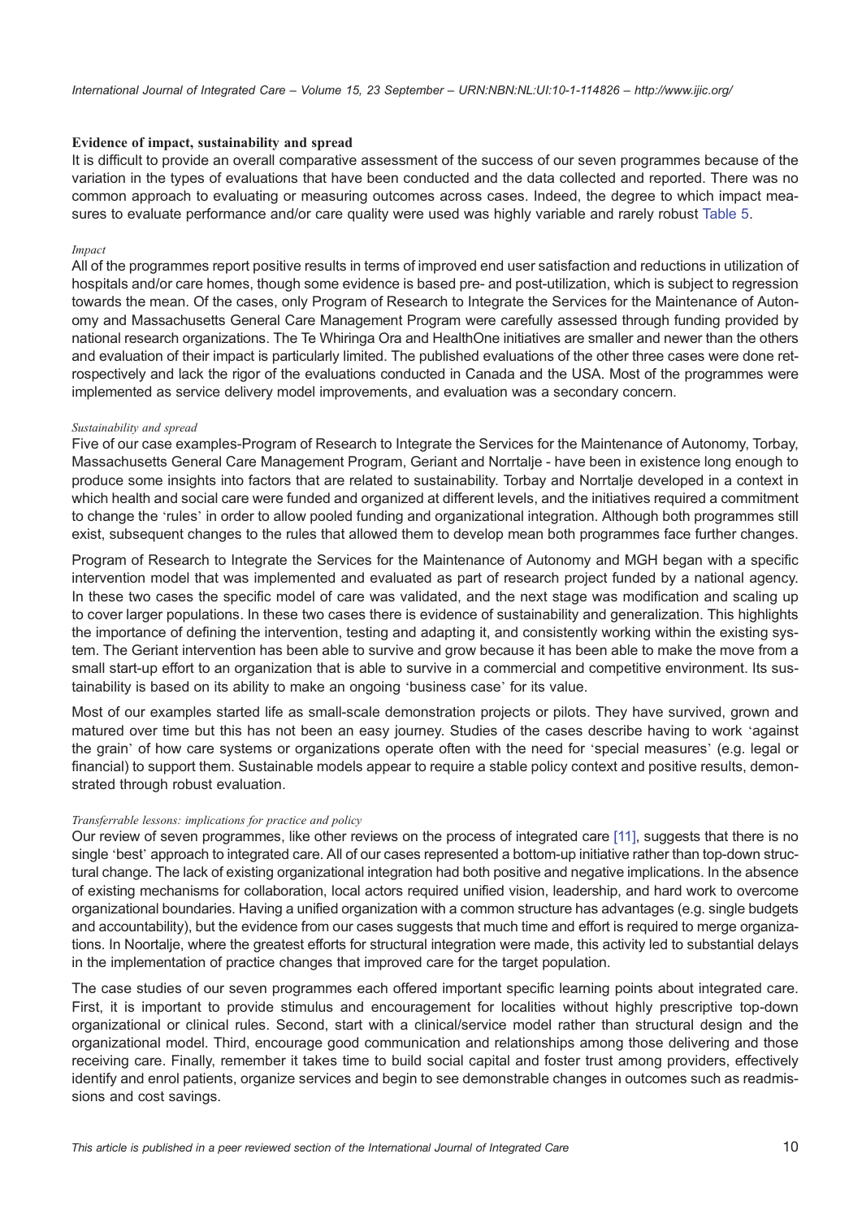### Evidence of impact, sustainability and spread

It is difficult to provide an overall comparative assessment of the success of our seven programmes because of the variation in the types of evaluations that have been conducted and the data collected and reported. There was no common approach to evaluating or measuring outcomes across cases. Indeed, the degree to which impact measures to evaluate performance and/or care quality were used was highly variable and rarely robust Table 5.

#### *Impact*

All of the programmes report positive results in terms of improved end user satisfaction and reductions in utilization of hospitals and/or care homes, though some evidence is based pre- and post-utilization, which is subject to regression towards the mean. Of the cases, only Program of Research to Integrate the Services for the Maintenance of Autonomy and Massachusetts General Care Management Program were carefully assessed through funding provided by national research organizations. The Te Whiringa Ora and HealthOne initiatives are smaller and newer than the others and evaluation of their impact is particularly limited. The published evaluations of the other three cases were done retrospectively and lack the rigor of the evaluations conducted in Canada and the USA. Most of the programmes were implemented as service delivery model improvements, and evaluation was a secondary concern.

#### *Sustainability and spread*

Five of our case examples-Program of Research to Integrate the Services for the Maintenance of Autonomy, Torbay, Massachusetts General Care Management Program, Geriant and Norrtalje - have been in existence long enough to produce some insights into factors that are related to sustainability. Torbay and Norrtalje developed in a context in which health and social care were funded and organized at different levels, and the initiatives required a commitment to change the 'rules' in order to allow pooled funding and organizational integration. Although both programmes still exist, subsequent changes to the rules that allowed them to develop mean both programmes face further changes.

Program of Research to Integrate the Services for the Maintenance of Autonomy and MGH began with a specific intervention model that was implemented and evaluated as part of research project funded by a national agency. In these two cases the specific model of care was validated, and the next stage was modification and scaling up to cover larger populations. In these two cases there is evidence of sustainability and generalization. This highlights the importance of defining the intervention, testing and adapting it, and consistently working within the existing system. The Geriant intervention has been able to survive and grow because it has been able to make the move from a small start-up effort to an organization that is able to survive in a commercial and competitive environment. Its sustainability is based on its ability to make an ongoing 'business case' for its value.

Most of our examples started life as small-scale demonstration projects or pilots. They have survived, grown and matured over time but this has not been an easy journey. Studies of the cases describe having to work 'against the grain' of how care systems or organizations operate often with the need for 'special measures' (e.g. legal or financial) to support them. Sustainable models appear to require a stable policy context and positive results, demonstrated through robust evaluation.

#### *Transferrable lessons: implications for practice and policy*

Our review of seven programmes, like other reviews on the process of integrated care [11], suggests that there is no single 'best' approach to integrated care. All of our cases represented a bottom-up initiative rather than top-down structural change. The lack of existing organizational integration had both positive and negative implications. In the absence of existing mechanisms for collaboration, local actors required unified vision, leadership, and hard work to overcome organizational boundaries. Having a unified organization with a common structure has advantages (e.g. single budgets and accountability), but the evidence from our cases suggests that much time and effort is required to merge organizations. In Noortalje, where the greatest efforts for structural integration were made, this activity led to substantial delays in the implementation of practice changes that improved care for the target population.

The case studies of our seven programmes each offered important specific learning points about integrated care. First, it is important to provide stimulus and encouragement for localities without highly prescriptive top-down organizational or clinical rules. Second, start with a clinical/service model rather than structural design and the organizational model. Third, encourage good communication and relationships among those delivering and those receiving care. Finally, remember it takes time to build social capital and foster trust among providers, effectively identify and enrol patients, organize services and begin to see demonstrable changes in outcomes such as readmissions and cost savings.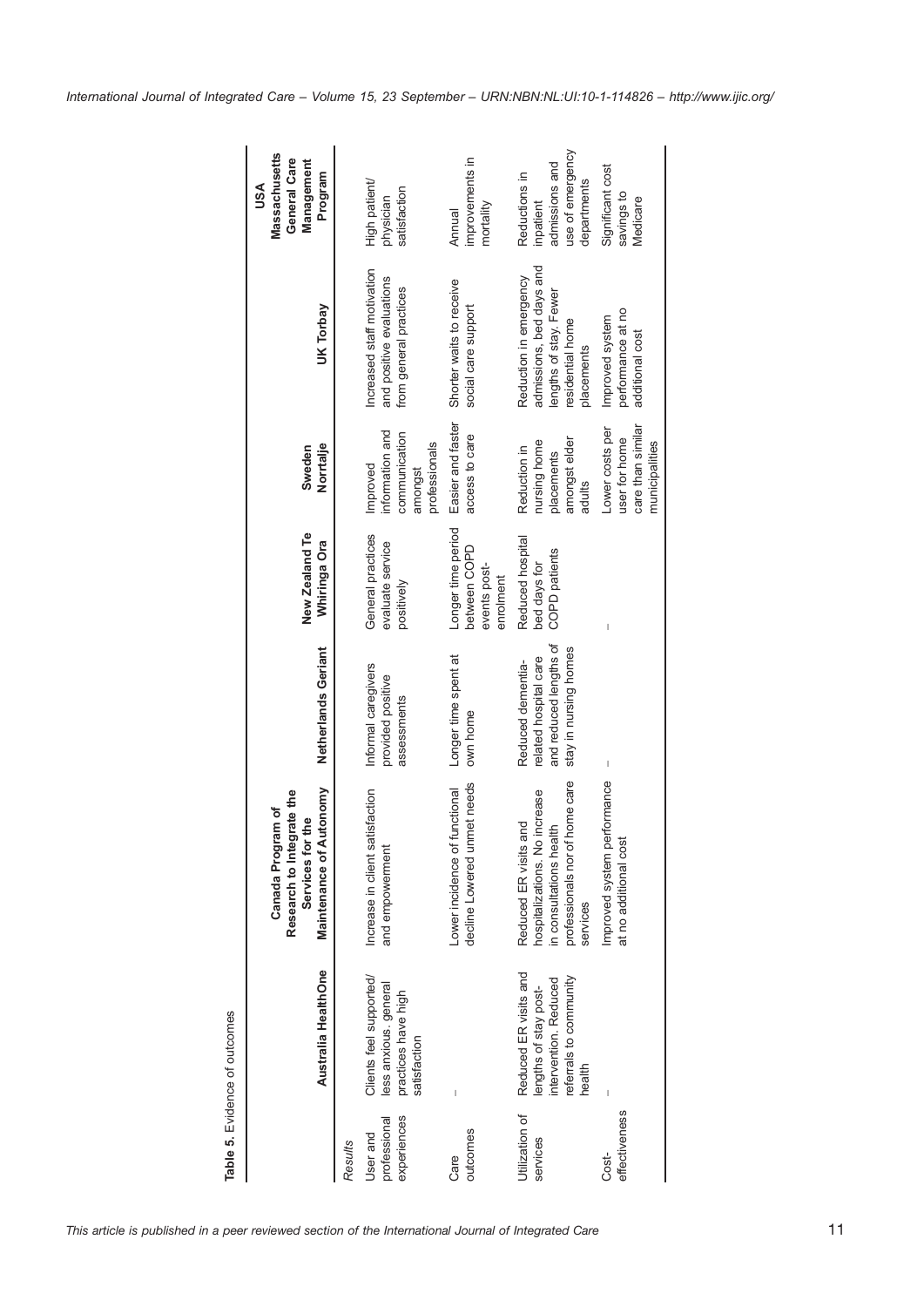**Table 5.** Evidence of outcomes

| | Australia HealthOne | Canada Program of Research to Integrate the Services for the Maintenance of Autonomy | Netherlands Geriant | New Zealand Te Whiringa Ora | Sweden Norrtalje | UK Torbay | USA Massachusetts General Care Management Program |
|---|---|---|---|---|---|---|---|
| *Results* | | | | | | | |
| User and professional experiences | Clients feel supported/ less anxious. general practices have high satisfaction | Increase in client satisfaction and empowerment | Informal caregivers provided positive assessments | General practices evaluate service positively | Improved information and communication amongst professionals | Increased staff motivation and positive evaluations from general practices | High patient/ physician satisfaction |
| Care outcomes | – | Lower incidence of functional decline Lowered unmet needs | Longer time spent at own home | Longer time period between COPD events post-enrolment | Easier and faster access to care | Shorter waits to receive social care support | Annual improvements in mortality |
| Utilization of services | Reduced ER visits and lengths of stay post-intervention. Reduced referrals to community health | Reduced ER visits and hospitalizations. No increase in consultations health professionals nor of home care services | Reduced dementia-related hospital care and reduced lengths of stay in nursing homes | Reduced hospital bed days for COPD patients | Reduction in nursing home placements amongst elder adults | Reduction in emergency admissions, bed days and lengths of stay. Fewer residential home placements | Reductions in inpatient admissions and use of emergency departments |
| Cost-effectiveness | – | Improved system performance at no additional cost | – | – | Lower costs per user for home care than similar municipalities | Improved system performance at no additional cost | Significant cost savings to Medicare |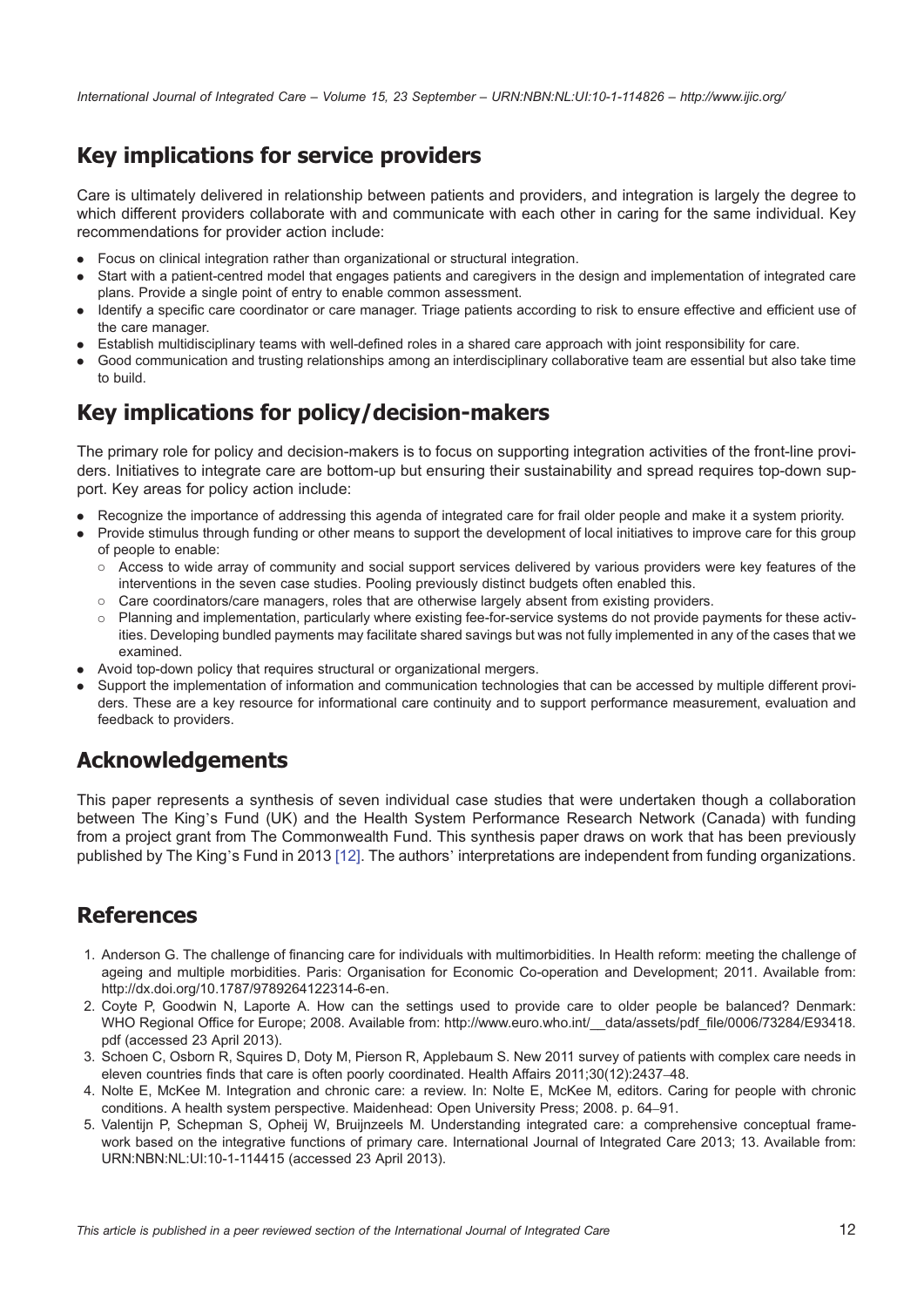## Key implications for service providers

Care is ultimately delivered in relationship between patients and providers, and integration is largely the degree to which different providers collaborate with and communicate with each other in caring for the same individual. Key recommendations for provider action include:

- Focus on clinical integration rather than organizational or structural integration.
- Start with a patient-centred model that engages patients and caregivers in the design and implementation of integrated care plans. Provide a single point of entry to enable common assessment.
- Identify a specific care coordinator or care manager. Triage patients according to risk to ensure effective and efficient use of the care manager.
- Establish multidisciplinary teams with well-defined roles in a shared care approach with joint responsibility for care.
- Good communication and trusting relationships among an interdisciplinary collaborative team are essential but also take time to build.

## Key implications for policy/decision-makers

The primary role for policy and decision-makers is to focus on supporting integration activities of the front-line providers. Initiatives to integrate care are bottom-up but ensuring their sustainability and spread requires top-down support. Key areas for policy action include:

- Recognize the importance of addressing this agenda of integrated care for frail older people and make it a system priority.
- Provide stimulus through funding or other means to support the development of local initiatives to improve care for this group of people to enable:
  - Access to wide array of community and social support services delivered by various providers were key features of the interventions in the seven case studies. Pooling previously distinct budgets often enabled this.
  - Care coordinators/care managers, roles that are otherwise largely absent from existing providers.
  - Planning and implementation, particularly where existing fee-for-service systems do not provide payments for these activities. Developing bundled payments may facilitate shared savings but was not fully implemented in any of the cases that we examined.
- Avoid top-down policy that requires structural or organizational mergers.
- Support the implementation of information and communication technologies that can be accessed by multiple different providers. These are a key resource for informational care continuity and to support performance measurement, evaluation and feedback to providers.

## Acknowledgements

This paper represents a synthesis of seven individual case studies that were undertaken though a collaboration between The King's Fund (UK) and the Health System Performance Research Network (Canada) with funding from a project grant from The Commonwealth Fund. This synthesis paper draws on work that has been previously published by The King's Fund in 2013 [12]. The authors' interpretations are independent from funding organizations.

## References

1. Anderson G. The challenge of financing care for individuals with multimorbidities. In Health reform: meeting the challenge of ageing and multiple morbidities. Paris: Organisation for Economic Co-operation and Development; 2011. Available from: http://dx.doi.org/10.1787/9789264122314-6-en.
2. Coyte P, Goodwin N, Laporte A. How can the settings used to provide care to older people be balanced? Denmark: WHO Regional Office for Europe; 2008. Available from: http://www.euro.who.int/__data/assets/pdf_file/0006/73284/E93418.pdf (accessed 23 April 2013).
3. Schoen C, Osborn R, Squires D, Doty M, Pierson R, Applebaum S. New 2011 survey of patients with complex care needs in eleven countries finds that care is often poorly coordinated. Health Affairs 2011;30(12):2437–48.
4. Nolte E, McKee M. Integration and chronic care: a review. In: Nolte E, McKee M, editors. Caring for people with chronic conditions. A health system perspective. Maidenhead: Open University Press; 2008. p. 64–91.
5. Valentijn P, Schepman S, Opheij W, Bruijnzeels M. Understanding integrated care: a comprehensive conceptual framework based on the integrative functions of primary care. International Journal of Integrated Care 2013; 13. Available from: URN:NBN:NL:UI:10-1-114415 (accessed 23 April 2013).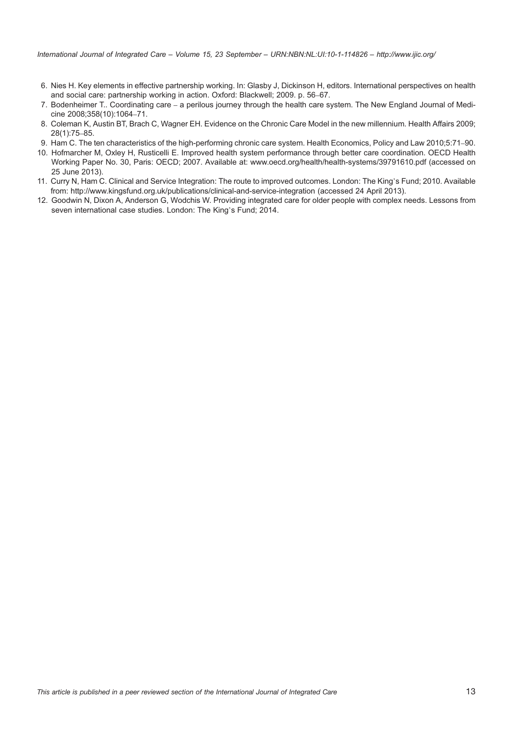6. Nies H. Key elements in effective partnership working. In: Glasby J, Dickinson H, editors. International perspectives on health and social care: partnership working in action. Oxford: Blackwell; 2009. p. 56–67.
7. Bodenheimer T.. Coordinating care – a perilous journey through the health care system. The New England Journal of Medicine 2008;358(10):1064–71.
8. Coleman K, Austin BT, Brach C, Wagner EH. Evidence on the Chronic Care Model in the new millennium. Health Affairs 2009; 28(1):75–85.
9. Ham C. The ten characteristics of the high-performing chronic care system. Health Economics, Policy and Law 2010;5:71–90.
10. Hofmarcher M, Oxley H, Rusticelli E. Improved health system performance through better care coordination. OECD Health Working Paper No. 30, Paris: OECD; 2007. Available at: www.oecd.org/health/health-systems/39791610.pdf (accessed on 25 June 2013).
11. Curry N, Ham C. Clinical and Service Integration: The route to improved outcomes. London: The King's Fund; 2010. Available from: http://www.kingsfund.org.uk/publications/clinical-and-service-integration (accessed 24 April 2013).
12. Goodwin N, Dixon A, Anderson G, Wodchis W. Providing integrated care for older people with complex needs. Lessons from seven international case studies. London: The King's Fund; 2014.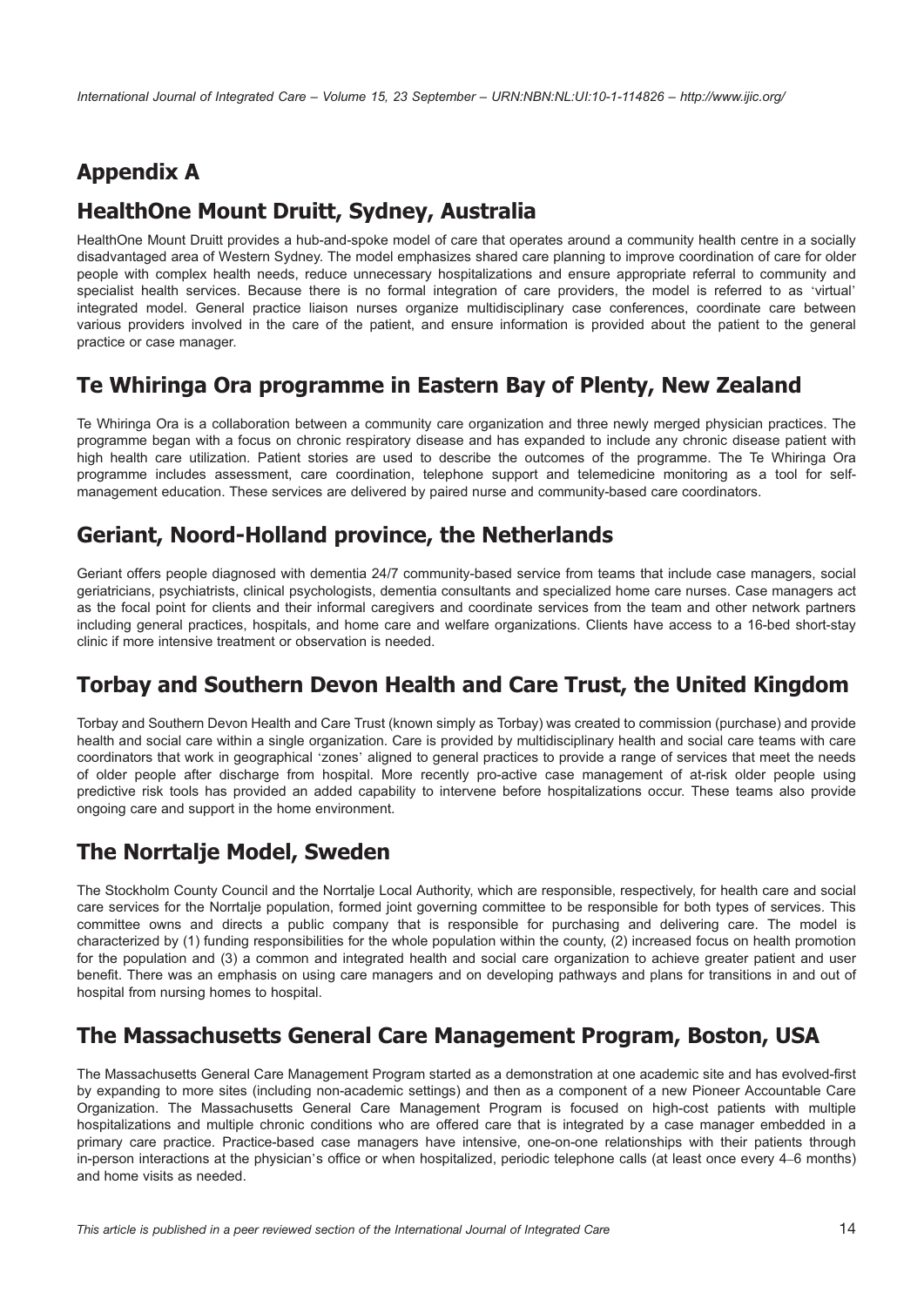# Appendix A

## HealthOne Mount Druitt, Sydney, Australia

HealthOne Mount Druitt provides a hub-and-spoke model of care that operates around a community health centre in a socially disadvantaged area of Western Sydney. The model emphasizes shared care planning to improve coordination of care for older people with complex health needs, reduce unnecessary hospitalizations and ensure appropriate referral to community and specialist health services. Because there is no formal integration of care providers, the model is referred to as 'virtual' integrated model. General practice liaison nurses organize multidisciplinary case conferences, coordinate care between various providers involved in the care of the patient, and ensure information is provided about the patient to the general practice or case manager.

## Te Whiringa Ora programme in Eastern Bay of Plenty, New Zealand

Te Whiringa Ora is a collaboration between a community care organization and three newly merged physician practices. The programme began with a focus on chronic respiratory disease and has expanded to include any chronic disease patient with high health care utilization. Patient stories are used to describe the outcomes of the programme. The Te Whiringa Ora programme includes assessment, care coordination, telephone support and telemedicine monitoring as a tool for self-management education. These services are delivered by paired nurse and community-based care coordinators.

## Geriant, Noord-Holland province, the Netherlands

Geriant offers people diagnosed with dementia 24/7 community-based service from teams that include case managers, social geriatricians, psychiatrists, clinical psychologists, dementia consultants and specialized home care nurses. Case managers act as the focal point for clients and their informal caregivers and coordinate services from the team and other network partners including general practices, hospitals, and home care and welfare organizations. Clients have access to a 16-bed short-stay clinic if more intensive treatment or observation is needed.

## Torbay and Southern Devon Health and Care Trust, the United Kingdom

Torbay and Southern Devon Health and Care Trust (known simply as Torbay) was created to commission (purchase) and provide health and social care within a single organization. Care is provided by multidisciplinary health and social care teams with care coordinators that work in geographical 'zones' aligned to general practices to provide a range of services that meet the needs of older people after discharge from hospital. More recently pro-active case management of at-risk older people using predictive risk tools has provided an added capability to intervene before hospitalizations occur. These teams also provide ongoing care and support in the home environment.

## The Norrtalje Model, Sweden

The Stockholm County Council and the Norrtalje Local Authority, which are responsible, respectively, for health care and social care services for the Norrtalje population, formed joint governing committee to be responsible for both types of services. This committee owns and directs a public company that is responsible for purchasing and delivering care. The model is characterized by (1) funding responsibilities for the whole population within the county, (2) increased focus on health promotion for the population and (3) a common and integrated health and social care organization to achieve greater patient and user benefit. There was an emphasis on using care managers and on developing pathways and plans for transitions in and out of hospital from nursing homes to hospital.

## The Massachusetts General Care Management Program, Boston, USA

The Massachusetts General Care Management Program started as a demonstration at one academic site and has evolved-first by expanding to more sites (including non-academic settings) and then as a component of a new Pioneer Accountable Care Organization. The Massachusetts General Care Management Program is focused on high-cost patients with multiple hospitalizations and multiple chronic conditions who are offered care that is integrated by a case manager embedded in a primary care practice. Practice-based case managers have intensive, one-on-one relationships with their patients through in-person interactions at the physician's office or when hospitalized, periodic telephone calls (at least once every 4–6 months) and home visits as needed.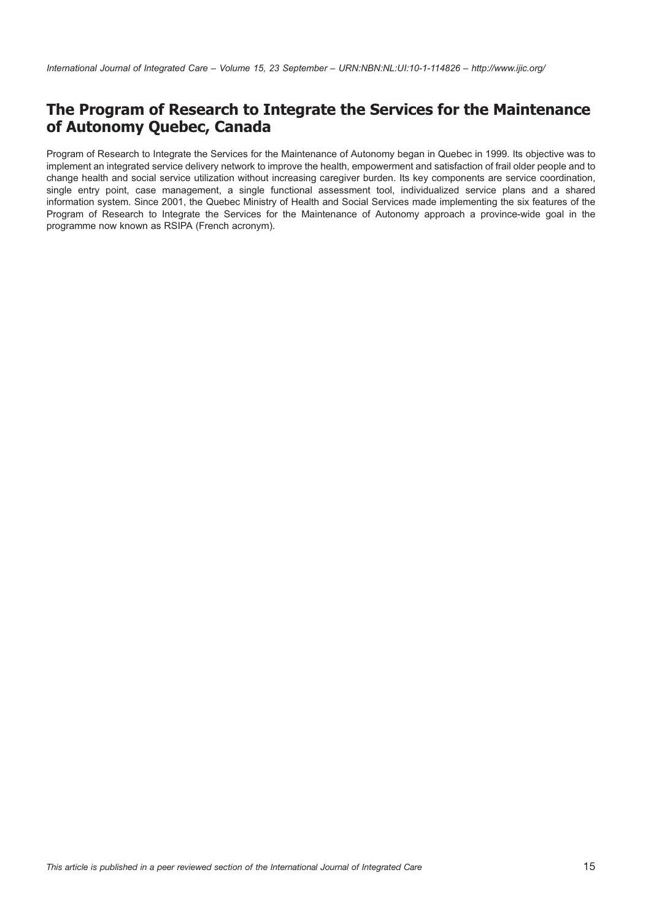## The Program of Research to Integrate the Services for the Maintenance of Autonomy Quebec, Canada

Program of Research to Integrate the Services for the Maintenance of Autonomy began in Quebec in 1999. Its objective was to implement an integrated service delivery network to improve the health, empowerment and satisfaction of frail older people and to change health and social service utilization without increasing caregiver burden. Its key components are service coordination, single entry point, case management, a single functional assessment tool, individualized service plans and a shared information system. Since 2001, the Quebec Ministry of Health and Social Services made implementing the six features of the Program of Research to Integrate the Services for the Maintenance of Autonomy approach a province-wide goal in the programme now known as RSIPA (French acronym).